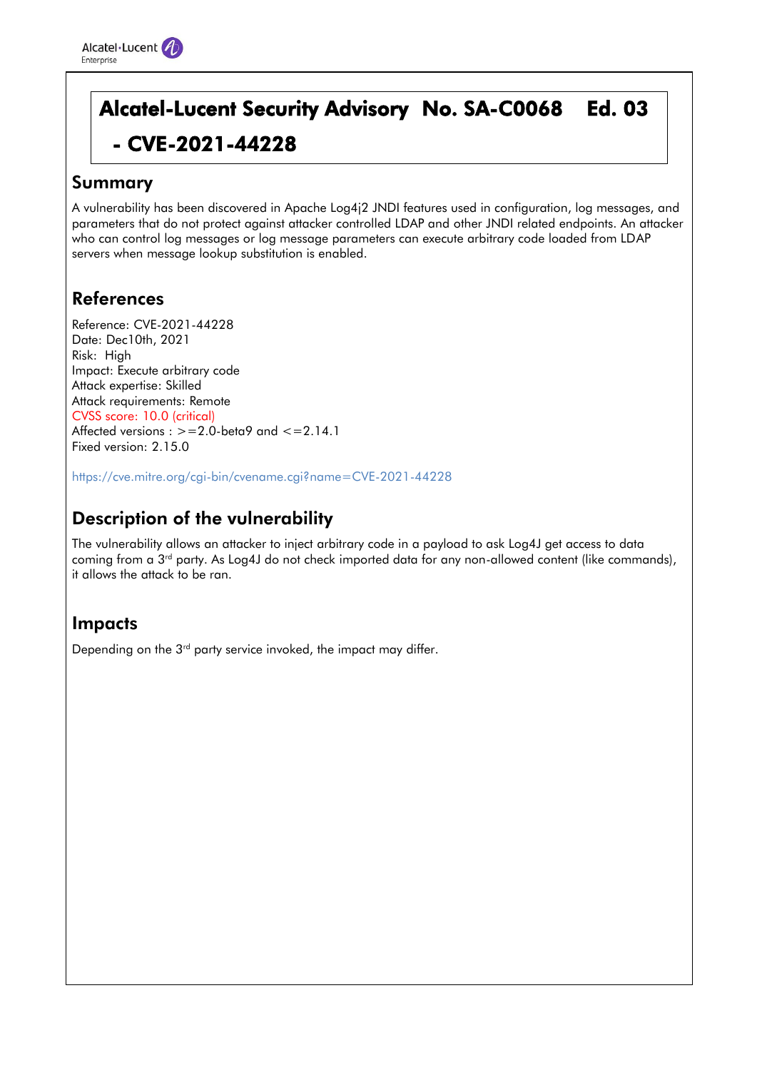# Alcatel-Lucent Security Advisory No. SA-C0068 Ed. 03 - CVE-2021-44228

## Summary

A vulnerability has been discovered in Apache Log4j2 JNDI features used in configuration, log messages, and parameters that do not protect against attacker controlled LDAP and other JNDI related endpoints. An attacker who can control log messages or log message parameters can execute arbitrary code loaded from LDAP servers when message lookup substitution is enabled.

## References

Reference: CVE-2021-44228
Date: Dec10th, 2021
Risk: High
Impact: Execute arbitrary code
Attack expertise: Skilled
Attack requirements: Remote
CVSS score: 10.0 (critical)
Affected versions : >=2.0-beta9 and <=2.14.1
Fixed version: 2.15.0

https://cve.mitre.org/cgi-bin/cvename.cgi?name=CVE-2021-44228

## Description of the vulnerability

The vulnerability allows an attacker to inject arbitrary code in a payload to ask Log4J get access to data coming from a 3rd party. As Log4J do not check imported data for any non-allowed content (like commands), it allows the attack to be ran.

## Impacts

Depending on the 3rd party service invoked, the impact may differ.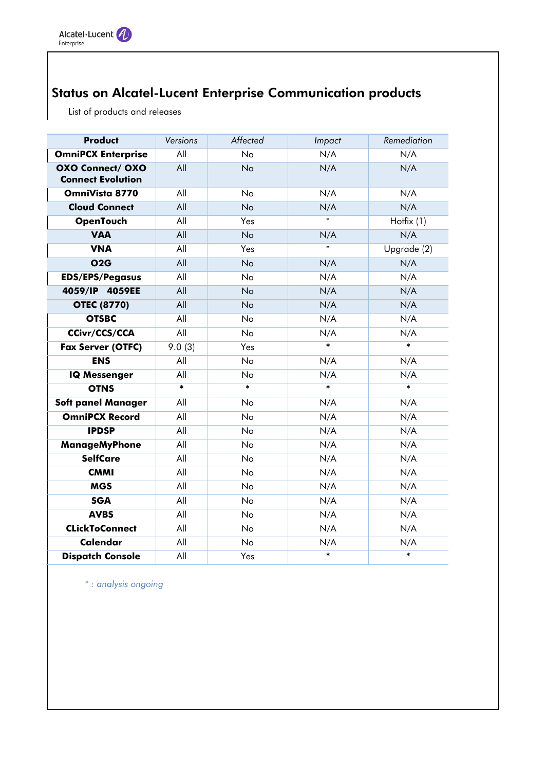## Status on Alcatel-Lucent Enterprise Communication products

List of products and releases

| Product | Versions | Affected | Impact | Remediation |
|---|---|---|---|---|
| **OmniPCX Enterprise** | All | No | N/A | N/A |
| **OXO Connect/ OXO Connect Evolution** | All | No | N/A | N/A |
| **OmniVista 8770** | All | No | N/A | N/A |
| **Cloud Connect** | All | No | N/A | N/A |
| **OpenTouch** | All | Yes | * | Hotfix (1) |
| **VAA** | All | No | N/A | N/A |
| **VNA** | All | Yes | * | Upgrade (2) |
| **O2G** | All | No | N/A | N/A |
| **EDS/EPS/Pegasus** | All | No | N/A | N/A |
| **4059/IP 4059EE** | All | No | N/A | N/A |
| **OTEC (8770)** | All | No | N/A | N/A |
| **OTSBC** | All | No | N/A | N/A |
| **CCivr/CCS/CCA** | All | No | N/A | N/A |
| **Fax Server (OTFC)** | 9.0 (3) | Yes | * | * |
| **ENS** | All | No | N/A | N/A |
| **IQ Messenger** | All | No | N/A | N/A |
| **OTNS** | * | * | * | * |
| **Soft panel Manager** | All | No | N/A | N/A |
| **OmniPCX Record** | All | No | N/A | N/A |
| **IPDSP** | All | No | N/A | N/A |
| **ManageMyPhone** | All | No | N/A | N/A |
| **SelfCare** | All | No | N/A | N/A |
| **CMMI** | All | No | N/A | N/A |
| **MGS** | All | No | N/A | N/A |
| **SGA** | All | No | N/A | N/A |
| **AVBS** | All | No | N/A | N/A |
| **CLickToConnect** | All | No | N/A | N/A |
| **Calendar** | All | No | N/A | N/A |
| **Dispatch Console** | All | Yes | * | * |

*\* : analysis ongoing*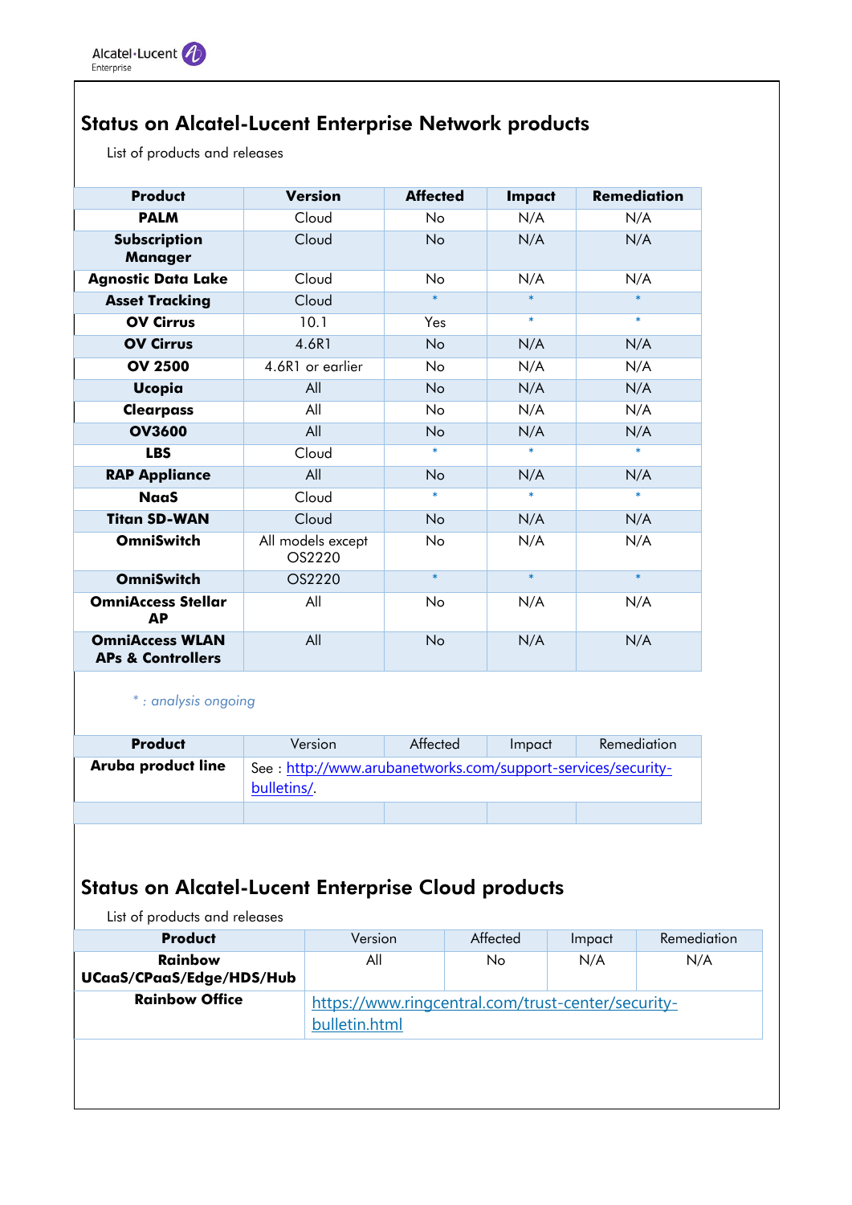## Status on Alcatel-Lucent Enterprise Network products

List of products and releases

| Product | Version | Affected | Impact | Remediation |
|---|---|---|---|---|
| **PALM** | Cloud | No | N/A | N/A |
| **Subscription Manager** | Cloud | No | N/A | N/A |
| **Agnostic Data Lake** | Cloud | No | N/A | N/A |
| **Asset Tracking** | Cloud | * | * | * |
| **OV Cirrus** | 10.1 | Yes | * | * |
| **OV Cirrus** | 4.6R1 | No | N/A | N/A |
| **OV 2500** | 4.6R1 or earlier | No | N/A | N/A |
| **Ucopia** | All | No | N/A | N/A |
| **Clearpass** | All | No | N/A | N/A |
| **OV3600** | All | No | N/A | N/A |
| **LBS** | Cloud | * | * | * |
| **RAP Appliance** | All | No | N/A | N/A |
| **NaaS** | Cloud | * | * | * |
| **Titan SD-WAN** | Cloud | No | N/A | N/A |
| **OmniSwitch** | All models except OS2220 | No | N/A | N/A |
| **OmniSwitch** | OS2220 | * | * | * |
| **OmniAccess Stellar AP** | All | No | N/A | N/A |
| **OmniAccess WLAN APs & Controllers** | All | No | N/A | N/A |

*\* : analysis ongoing*

| Product | Version | Affected | Impact | Remediation |
|---|---|---|---|---|
| **Aruba product line** | See : [http://www.arubanetworks.com/support-services/security-bulletins/](http://www.arubanetworks.com/support-services/security-bulletins/). | | | |
| | | | | |

## Status on Alcatel-Lucent Enterprise Cloud products

List of products and releases

| Product | Version | Affected | Impact | Remediation |
|---|---|---|---|---|
| **Rainbow UCaaS/CPaaS/Edge/HDS/Hub** | All | No | N/A | N/A |
| **Rainbow Office** | [https://www.ringcentral.com/trust-center/security-bulletin.html](https://www.ringcentral.com/trust-center/security-bulletin.html) | | | |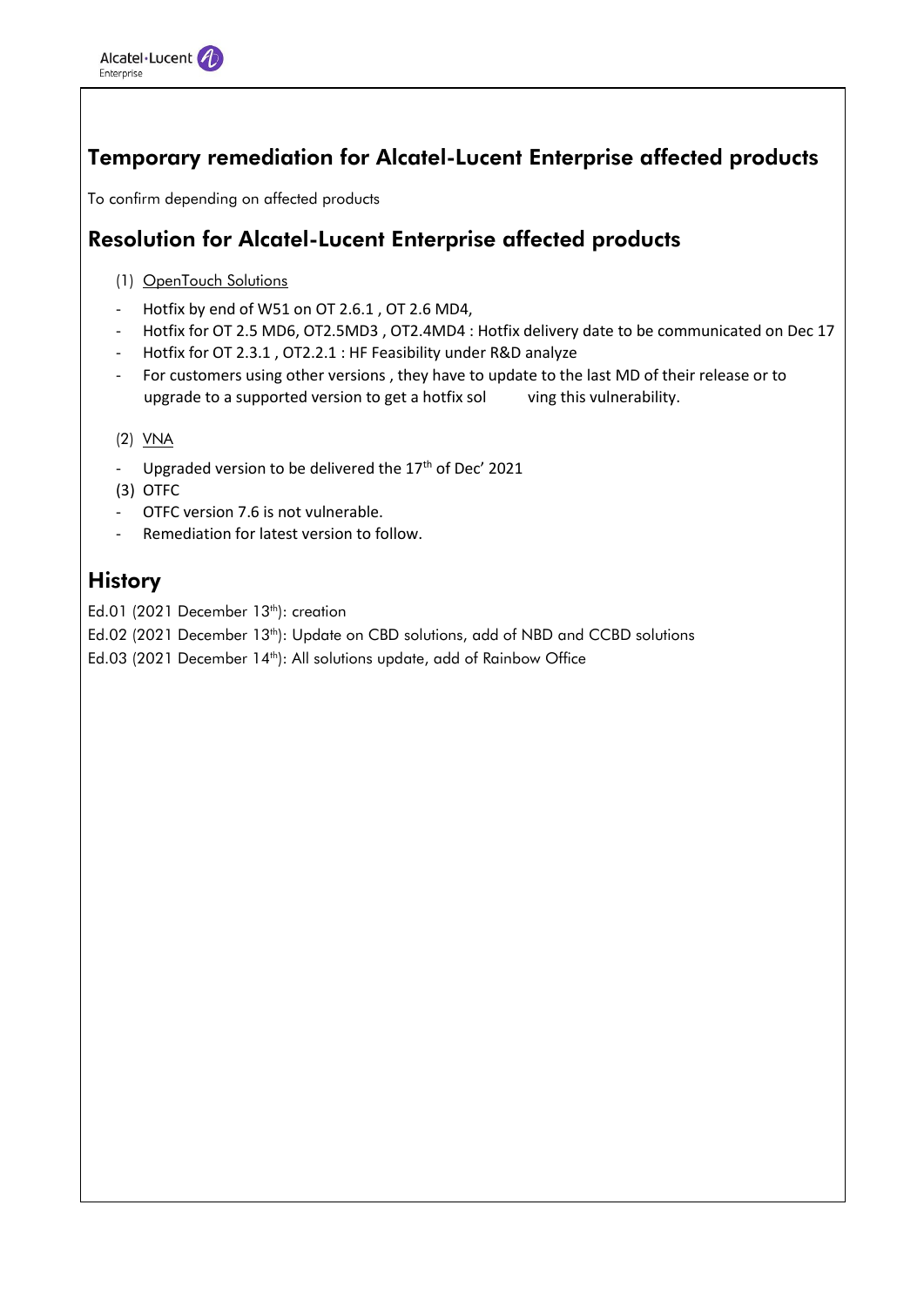## Temporary remediation for Alcatel-Lucent Enterprise affected products

To confirm depending on affected products

## Resolution for Alcatel-Lucent Enterprise affected products

(1) OpenTouch Solutions

- Hotfix by end of W51 on OT 2.6.1 , OT 2.6 MD4,
- Hotfix for OT 2.5 MD6, OT2.5MD3 , OT2.4MD4 : Hotfix delivery date to be communicated on Dec 17
- Hotfix for OT 2.3.1 , OT2.2.1 : HF Feasibility under R&D analyze
- For customers using other versions , they have to update to the last MD of their release or to upgrade to a supported version to get a hotfix sol        ving this vulnerability.

(2) VNA

- Upgraded version to be delivered the 17th of Dec' 2021

(3) OTFC

- OTFC version 7.6 is not vulnerable.
- Remediation for latest version to follow.

## History

Ed.01 (2021 December 13th): creation

Ed.02 (2021 December 13th): Update on CBD solutions, add of NBD and CCBD solutions

Ed.03 (2021 December 14th): All solutions update, add of Rainbow Office